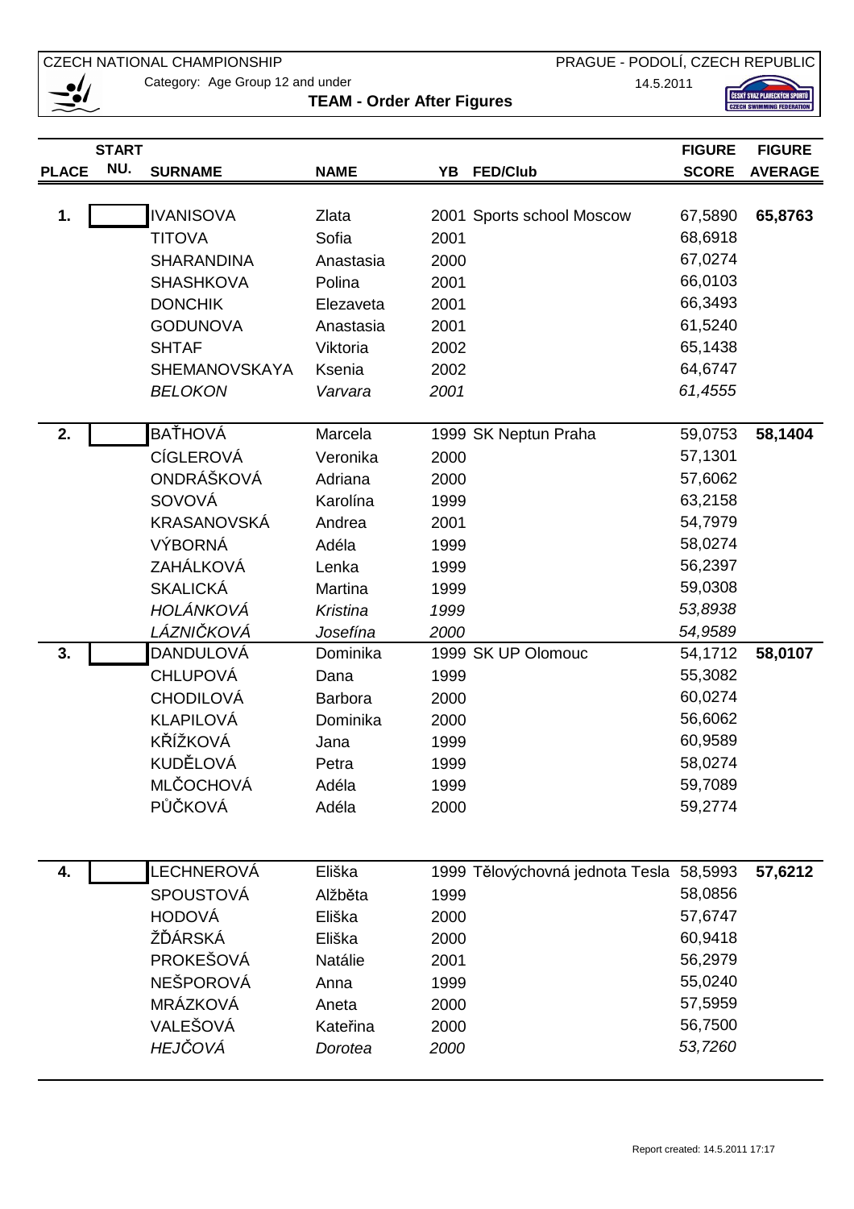CZECH NATIONAL CHAMPIONSHIP

Category: Age Group 12 and under

PRAGUE - PODOLÍ, CZECH REPUBLIC

14.5.2011

## TEAM - Order After Figures

| PLACE | START NU. | SURNAME | NAME | YB | FED/Club | FIGURE SCORE | FIGURE AVERAGE |
|---|---|---|---|---|---|---|---|
| 1. | | IVANISOVA | Zlata | 2001 | Sports school Moscow | 67,5890 | **65,8763** |
| | | TITOVA | Sofia | 2001 | | 68,6918 | |
| | | SHARANDINA | Anastasia | 2000 | | 67,0274 | |
| | | SHASHKOVA | Polina | 2001 | | 66,0103 | |
| | | DONCHIK | Elezaveta | 2001 | | 66,3493 | |
| | | GODUNOVA | Anastasia | 2001 | | 61,5240 | |
| | | SHTAF | Viktoria | 2002 | | 65,1438 | |
| | | SHEMANOVSKAYA | Ksenia | 2002 | | 64,6747 | |
| | | *BELOKON* | *Varvara* | *2001* | | *61,4555* | |
| 2. | | BAŤHOVÁ | Marcela | 1999 | SK Neptun Praha | 59,0753 | **58,1404** |
| | | CÍGLEROVÁ | Veronika | 2000 | | 57,1301 | |
| | | ONDRÁŠKOVÁ | Adriana | 2000 | | 57,6062 | |
| | | SOVOVÁ | Karolína | 1999 | | 63,2158 | |
| | | KRASANOVSKÁ | Andrea | 2001 | | 54,7979 | |
| | | VÝBORNÁ | Adéla | 1999 | | 58,0274 | |
| | | ZAHÁLKOVÁ | Lenka | 1999 | | 56,2397 | |
| | | SKALICKÁ | Martina | 1999 | | 59,0308 | |
| | | *HOLÁNKOVÁ* | *Kristina* | *1999* | | *53,8938* | |
| | | *LÁZNIČKOVÁ* | *Josefína* | *2000* | | *54,9589* | |
| 3. | | DANDULOVÁ | Dominika | 1999 | SK UP Olomouc | 54,1712 | **58,0107** |
| | | CHLUPOVÁ | Dana | 1999 | | 55,3082 | |
| | | CHODILOVÁ | Barbora | 2000 | | 60,0274 | |
| | | KLAPILOVÁ | Dominika | 2000 | | 56,6062 | |
| | | KŘÍŽKOVÁ | Jana | 1999 | | 60,9589 | |
| | | KUDĚLOVÁ | Petra | 1999 | | 58,0274 | |
| | | MLČOCHOVÁ | Adéla | 1999 | | 59,7089 | |
| | | PŮČKOVÁ | Adéla | 2000 | | 59,2774 | |
| 4. | | LECHNEROVÁ | Eliška | 1999 | Tělovýchovná jednota Tesla | 58,5993 | **57,6212** |
| | | SPOUSTOVÁ | Alžběta | 1999 | | 58,0856 | |
| | | HODOVÁ | Eliška | 2000 | | 57,6747 | |
| | | ŽĎÁRSKÁ | Eliška | 2000 | | 60,9418 | |
| | | PROKEŠOVÁ | Natálie | 2001 | | 56,2979 | |
| | | NEŠPOROVÁ | Anna | 1999 | | 55,0240 | |
| | | MRÁZKOVÁ | Aneta | 2000 | | 57,5959 | |
| | | VALEŠOVÁ | Kateřina | 2000 | | 56,7500 | |
| | | *HEJČOVÁ* | *Dorotea* | *2000* | | *53,7260* | |

Report created: 14.5.2011 17:17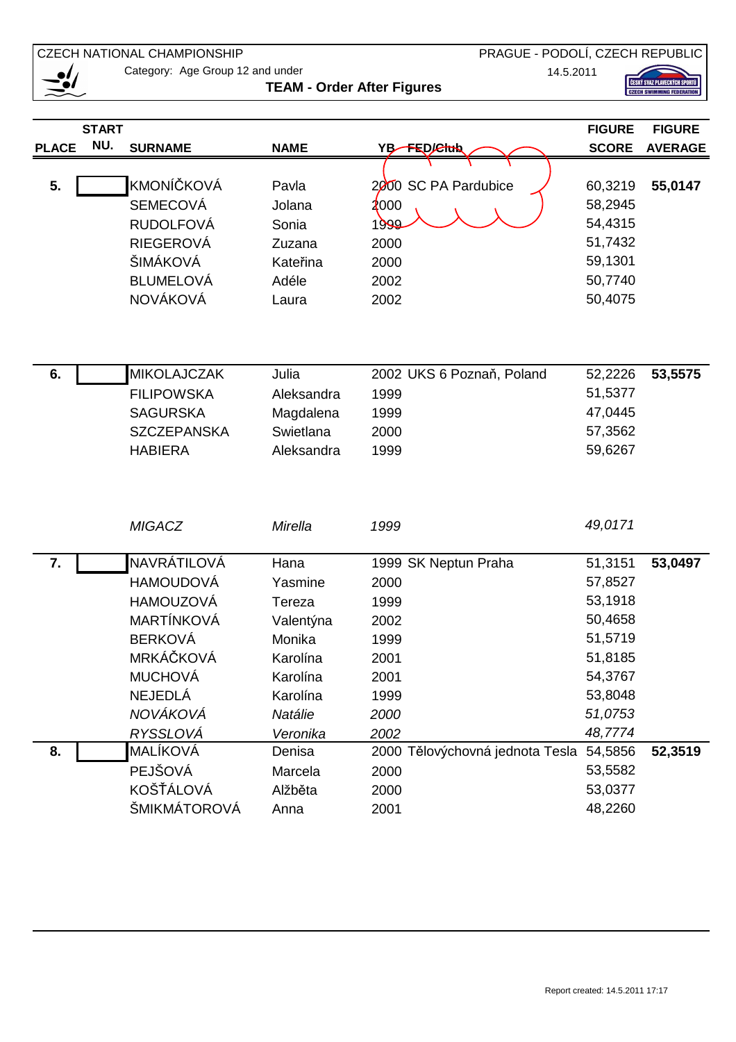CZECH NATIONAL CHAMPIONSHIP

Category: Age Group 12 and under

PRAGUE - PODOLÍ, CZECH REPUBLIC

14.5.2011

**TEAM - Order After Figures**

| PLACE | START NU. | SURNAME | NAME | YB | FED/Club | FIGURE SCORE | FIGURE AVERAGE |
|---|---|---|---|---|---|---|---|
| **5.** | | KMONÍČKOVÁ | Pavla | 2000 | SC PA Pardubice | 60,3219 | **55,0147** |
| | | SEMECOVÁ | Jolana | 2000 | | 58,2945 | |
| | | RUDOLFOVÁ | Sonia | 1999 | | 54,4315 | |
| | | RIEGEROVÁ | Zuzana | 2000 | | 51,7432 | |
| | | ŠIMÁKOVÁ | Kateřina | 2000 | | 59,1301 | |
| | | BLUMELOVÁ | Adéle | 2002 | | 50,7740 | |
| | | NOVÁKOVÁ | Laura | 2002 | | 50,4075 | |
| **6.** | | MIKOLAJCZAK | Julia | 2002 | UKS 6 Poznaň, Poland | 52,2226 | **53,5575** |
| | | FILIPOWSKA | Aleksandra | 1999 | | 51,5377 | |
| | | SAGURSKA | Magdalena | 1999 | | 47,0445 | |
| | | SZCZEPANSKA | Swietlana | 2000 | | 57,3562 | |
| | | HABIERA | Aleksandra | 1999 | | 59,6267 | |
| | | *MIGACZ* | *Mirella* | *1999* | | *49,0171* | |
| **7.** | | NAVRÁTILOVÁ | Hana | 1999 | SK Neptun Praha | 51,3151 | **53,0497** |
| | | HAMOUDOVÁ | Yasmine | 2000 | | 57,8527 | |
| | | HAMOUZOVÁ | Tereza | 1999 | | 53,1918 | |
| | | MARTÍNKOVÁ | Valentýna | 2002 | | 50,4658 | |
| | | BERKOVÁ | Monika | 1999 | | 51,5719 | |
| | | MRKÁČKOVÁ | Karolína | 2001 | | 51,8185 | |
| | | MUCHOVÁ | Karolína | 2001 | | 54,3767 | |
| | | NEJEDLÁ | Karolína | 1999 | | 53,8048 | |
| | | *NOVÁKOVÁ* | *Natálie* | *2000* | | *51,0753* | |
| | | *RYSSLOVÁ* | *Veronika* | *2002* | | *48,7774* | |
| **8.** | | MALÍKOVÁ | Denisa | 2000 | Tělovýchovná jednota Tesla | 54,5856 | **52,3519** |
| | | PEJŠOVÁ | Marcela | 2000 | | 53,5582 | |
| | | KOŠŤÁLOVÁ | Alžběta | 2000 | | 53,0377 | |
| | | ŠMIKMÁTOROVÁ | Anna | 2001 | | 48,2260 | |

Report created: 14.5.2011 17:17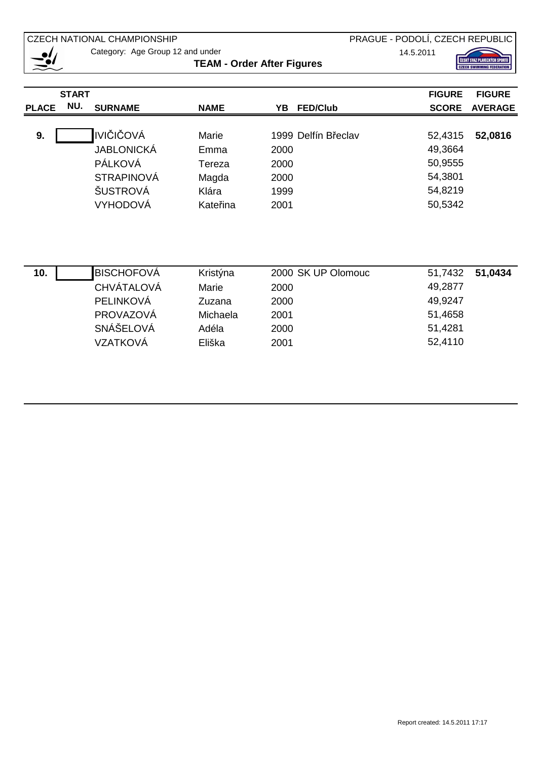CZECH NATIONAL CHAMPIONSHIP

Category: Age Group 12 and under

PRAGUE - PODOLÍ, CZECH REPUBLIC

14.5.2011

## TEAM - Order After Figures

| PLACE | START NU. | SURNAME | NAME | YB | FED/Club | FIGURE SCORE | FIGURE AVERAGE |
|---|---|---|---|---|---|---|---|
| 9. | | IVIČIČOVÁ | Marie | 1999 | Delfín Břeclav | 52,4315 | 52,0816 |
| | | JABLONICKÁ | Emma | 2000 | | 49,3664 | |
| | | PÁLKOVÁ | Tereza | 2000 | | 50,9555 | |
| | | STRAPINOVÁ | Magda | 2000 | | 54,3801 | |
| | | ŠUSTROVÁ | Klára | 1999 | | 54,8219 | |
| | | VYHODOVÁ | Kateřina | 2001 | | 50,5342 | |
| 10. | | BISCHOFOVÁ | Kristýna | 2000 | SK UP Olomouc | 51,7432 | 51,0434 |
| | | CHVÁTALOVÁ | Marie | 2000 | | 49,2877 | |
| | | PELINKOVÁ | Zuzana | 2000 | | 49,9247 | |
| | | PROVAZOVÁ | Michaela | 2001 | | 51,4658 | |
| | | SNÁŠELOVÁ | Adéla | 2000 | | 51,4281 | |
| | | VZATKOVÁ | Eliška | 2001 | | 52,4110 | |

Report created: 14.5.2011 17:17